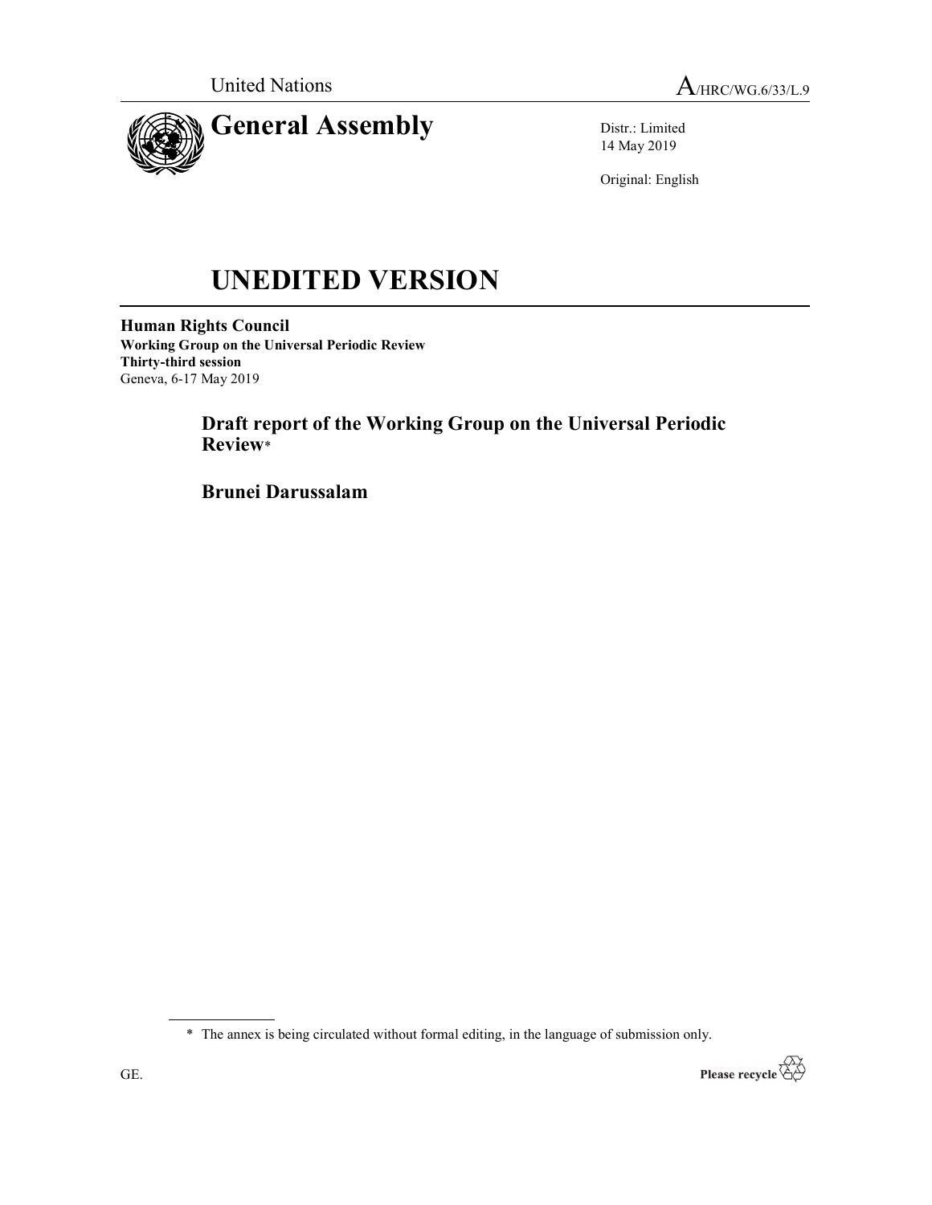United Nations

A/HRC/WG.6/33/L.9

# General Assembly

Distr.: Limited
14 May 2019

Original: English

# UNEDITED VERSION

**Human Rights Council**
**Working Group on the Universal Periodic Review**
**Thirty-third session**
Geneva, 6-17 May 2019

## Draft report of the Working Group on the Universal Periodic Review*

## Brunei Darussalam

* The annex is being circulated without formal editing, in the language of submission only.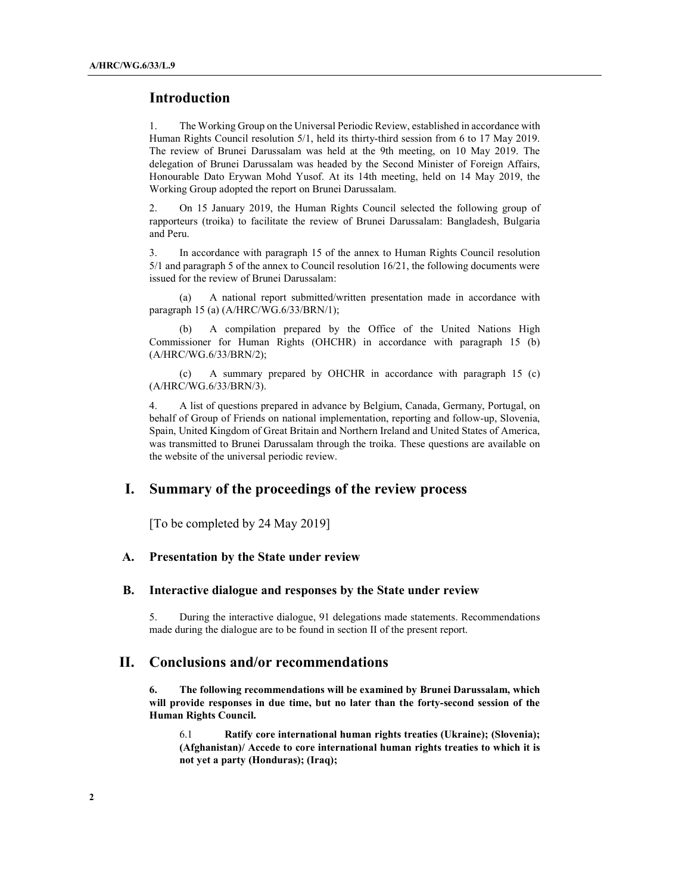## Introduction

1. The Working Group on the Universal Periodic Review, established in accordance with Human Rights Council resolution 5/1, held its thirty-third session from 6 to 17 May 2019. The review of Brunei Darussalam was held at the 9th meeting, on 10 May 2019. The delegation of Brunei Darussalam was headed by the Second Minister of Foreign Affairs, Honourable Dato Erywan Mohd Yusof. At its 14th meeting, held on 14 May 2019, the Working Group adopted the report on Brunei Darussalam.

2. On 15 January 2019, the Human Rights Council selected the following group of rapporteurs (troika) to facilitate the review of Brunei Darussalam: Bangladesh, Bulgaria and Peru.

3. In accordance with paragraph 15 of the annex to Human Rights Council resolution 5/1 and paragraph 5 of the annex to Council resolution 16/21, the following documents were issued for the review of Brunei Darussalam:

(a) A national report submitted/written presentation made in accordance with paragraph 15 (a) (A/HRC/WG.6/33/BRN/1);

(b) A compilation prepared by the Office of the United Nations High Commissioner for Human Rights (OHCHR) in accordance with paragraph 15 (b) (A/HRC/WG.6/33/BRN/2);

(c) A summary prepared by OHCHR in accordance with paragraph 15 (c) (A/HRC/WG.6/33/BRN/3).

4. A list of questions prepared in advance by Belgium, Canada, Germany, Portugal, on behalf of Group of Friends on national implementation, reporting and follow-up, Slovenia, Spain, United Kingdom of Great Britain and Northern Ireland and United States of America, was transmitted to Brunei Darussalam through the troika. These questions are available on the website of the universal periodic review.

## I. Summary of the proceedings of the review process

[To be completed by 24 May 2019]

### A. Presentation by the State under review

### B. Interactive dialogue and responses by the State under review

5. During the interactive dialogue, 91 delegations made statements. Recommendations made during the dialogue are to be found in section II of the present report.

## II. Conclusions and/or recommendations

**6. The following recommendations will be examined by Brunei Darussalam, which will provide responses in due time, but no later than the forty-second session of the Human Rights Council.**

6.1 **Ratify core international human rights treaties (Ukraine); (Slovenia); (Afghanistan)/ Accede to core international human rights treaties to which it is not yet a party (Honduras); (Iraq);**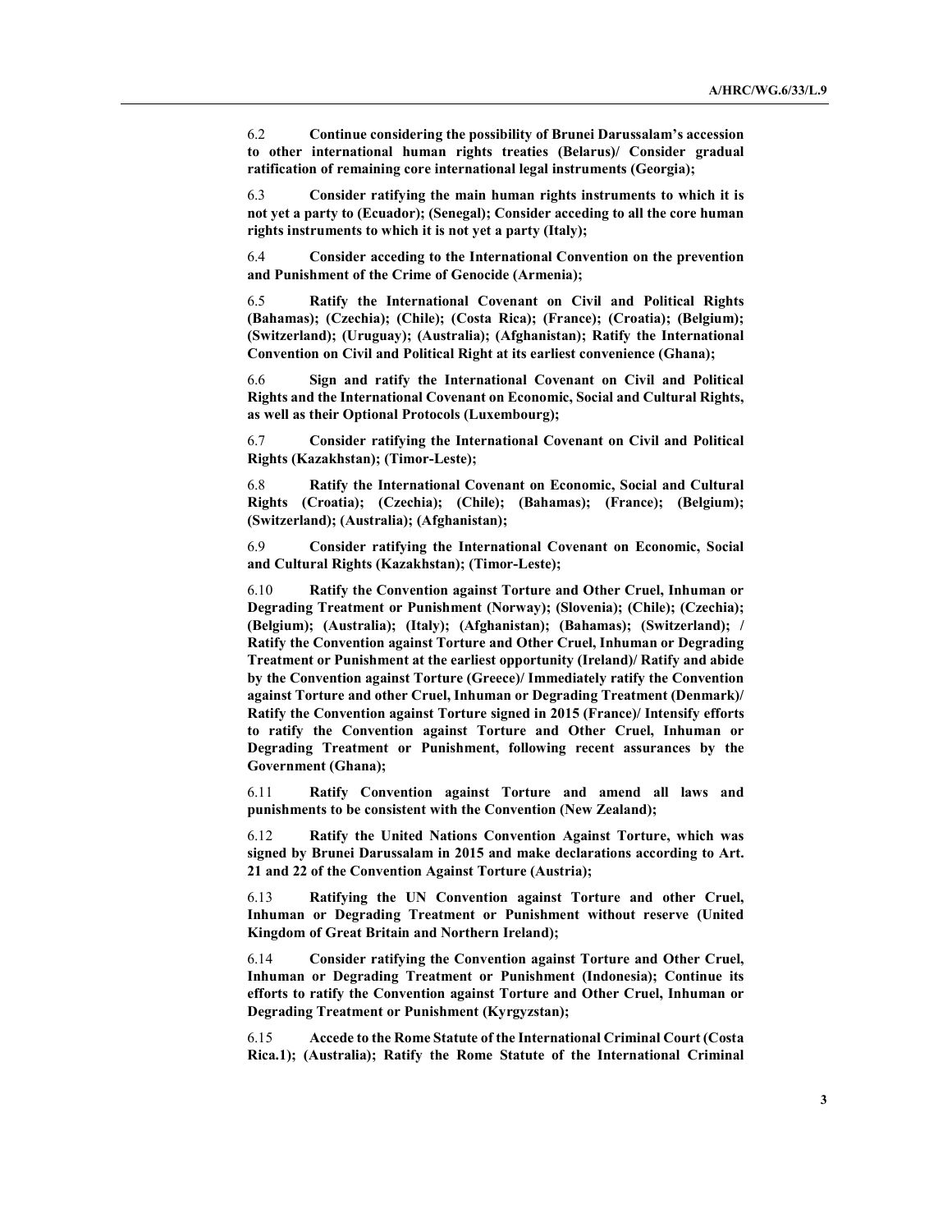6.2 **Continue considering the possibility of Brunei Darussalam's accession to other international human rights treaties (Belarus)/ Consider gradual ratification of remaining core international legal instruments (Georgia);**

6.3 **Consider ratifying the main human rights instruments to which it is not yet a party to (Ecuador); (Senegal); Consider acceding to all the core human rights instruments to which it is not yet a party (Italy);**

6.4 **Consider acceding to the International Convention on the prevention and Punishment of the Crime of Genocide (Armenia);**

6.5 **Ratify the International Covenant on Civil and Political Rights (Bahamas); (Czechia); (Chile); (Costa Rica); (France); (Croatia); (Belgium); (Switzerland); (Uruguay); (Australia); (Afghanistan); Ratify the International Convention on Civil and Political Right at its earliest convenience (Ghana);**

6.6 **Sign and ratify the International Covenant on Civil and Political Rights and the International Covenant on Economic, Social and Cultural Rights, as well as their Optional Protocols (Luxembourg);**

6.7 **Consider ratifying the International Covenant on Civil and Political Rights (Kazakhstan); (Timor-Leste);**

6.8 **Ratify the International Covenant on Economic, Social and Cultural Rights (Croatia); (Czechia); (Chile); (Bahamas); (France); (Belgium); (Switzerland); (Australia); (Afghanistan);**

6.9 **Consider ratifying the International Covenant on Economic, Social and Cultural Rights (Kazakhstan); (Timor-Leste);**

6.10 **Ratify the Convention against Torture and Other Cruel, Inhuman or Degrading Treatment or Punishment (Norway); (Slovenia); (Chile); (Czechia); (Belgium); (Australia); (Italy); (Afghanistan); (Bahamas); (Switzerland); / Ratify the Convention against Torture and Other Cruel, Inhuman or Degrading Treatment or Punishment at the earliest opportunity (Ireland)/ Ratify and abide by the Convention against Torture (Greece)/ Immediately ratify the Convention against Torture and other Cruel, Inhuman or Degrading Treatment (Denmark)/ Ratify the Convention against Torture signed in 2015 (France)/ Intensify efforts to ratify the Convention against Torture and Other Cruel, Inhuman or Degrading Treatment or Punishment, following recent assurances by the Government (Ghana);**

6.11 **Ratify Convention against Torture and amend all laws and punishments to be consistent with the Convention (New Zealand);**

6.12 **Ratify the United Nations Convention Against Torture, which was signed by Brunei Darussalam in 2015 and make declarations according to Art. 21 and 22 of the Convention Against Torture (Austria);**

6.13 **Ratifying the UN Convention against Torture and other Cruel, Inhuman or Degrading Treatment or Punishment without reserve (United Kingdom of Great Britain and Northern Ireland);**

6.14 **Consider ratifying the Convention against Torture and Other Cruel, Inhuman or Degrading Treatment or Punishment (Indonesia); Continue its efforts to ratify the Convention against Torture and Other Cruel, Inhuman or Degrading Treatment or Punishment (Kyrgyzstan);**

6.15 **Accede to the Rome Statute of the International Criminal Court (Costa Rica.1); (Australia); Ratify the Rome Statute of the International Criminal**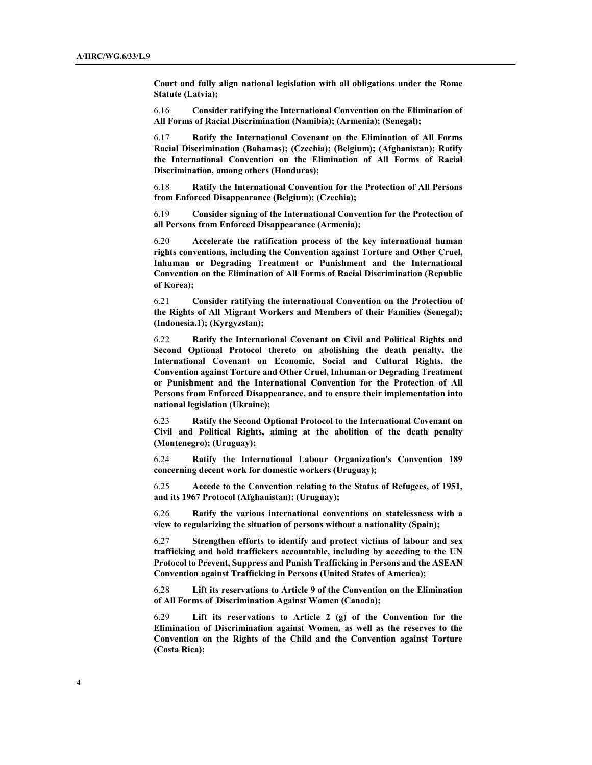**Court and fully align national legislation with all obligations under the Rome Statute (Latvia);**

6.16 **Consider ratifying the International Convention on the Elimination of All Forms of Racial Discrimination (Namibia); (Armenia); (Senegal);**

6.17 **Ratify the International Covenant on the Elimination of All Forms Racial Discrimination (Bahamas); (Czechia); (Belgium); (Afghanistan); Ratify the International Convention on the Elimination of All Forms of Racial Discrimination, among others (Honduras);**

6.18 **Ratify the International Convention for the Protection of All Persons from Enforced Disappearance (Belgium); (Czechia);**

6.19 **Consider signing of the International Convention for the Protection of all Persons from Enforced Disappearance (Armenia);**

6.20 **Accelerate the ratification process of the key international human rights conventions, including the Convention against Torture and Other Cruel, Inhuman or Degrading Treatment or Punishment and the International Convention on the Elimination of All Forms of Racial Discrimination (Republic of Korea);**

6.21 **Consider ratifying the international Convention on the Protection of the Rights of All Migrant Workers and Members of their Families (Senegal); (Indonesia.1); (Kyrgyzstan);**

6.22 **Ratify the International Covenant on Civil and Political Rights and Second Optional Protocol thereto on abolishing the death penalty, the International Covenant on Economic, Social and Cultural Rights, the Convention against Torture and Other Cruel, Inhuman or Degrading Treatment or Punishment and the International Convention for the Protection of All Persons from Enforced Disappearance, and to ensure their implementation into national legislation (Ukraine);**

6.23 **Ratify the Second Optional Protocol to the International Covenant on Civil and Political Rights, aiming at the abolition of the death penalty (Montenegro); (Uruguay);**

6.24 **Ratify the International Labour Organization's Convention 189 concerning decent work for domestic workers (Uruguay);**

6.25 **Accede to the Convention relating to the Status of Refugees, of 1951, and its 1967 Protocol (Afghanistan); (Uruguay);**

6.26 **Ratify the various international conventions on statelessness with a view to regularizing the situation of persons without a nationality (Spain);**

6.27 **Strengthen efforts to identify and protect victims of labour and sex trafficking and hold traffickers accountable, including by acceding to the UN Protocol to Prevent, Suppress and Punish Trafficking in Persons and the ASEAN Convention against Trafficking in Persons (United States of America);**

6.28 **Lift its reservations to Article 9 of the Convention on the Elimination of All Forms of Discrimination Against Women (Canada);**

6.29 **Lift its reservations to Article 2 (g) of the Convention for the Elimination of Discrimination against Women, as well as the reserves to the Convention on the Rights of the Child and the Convention against Torture (Costa Rica);**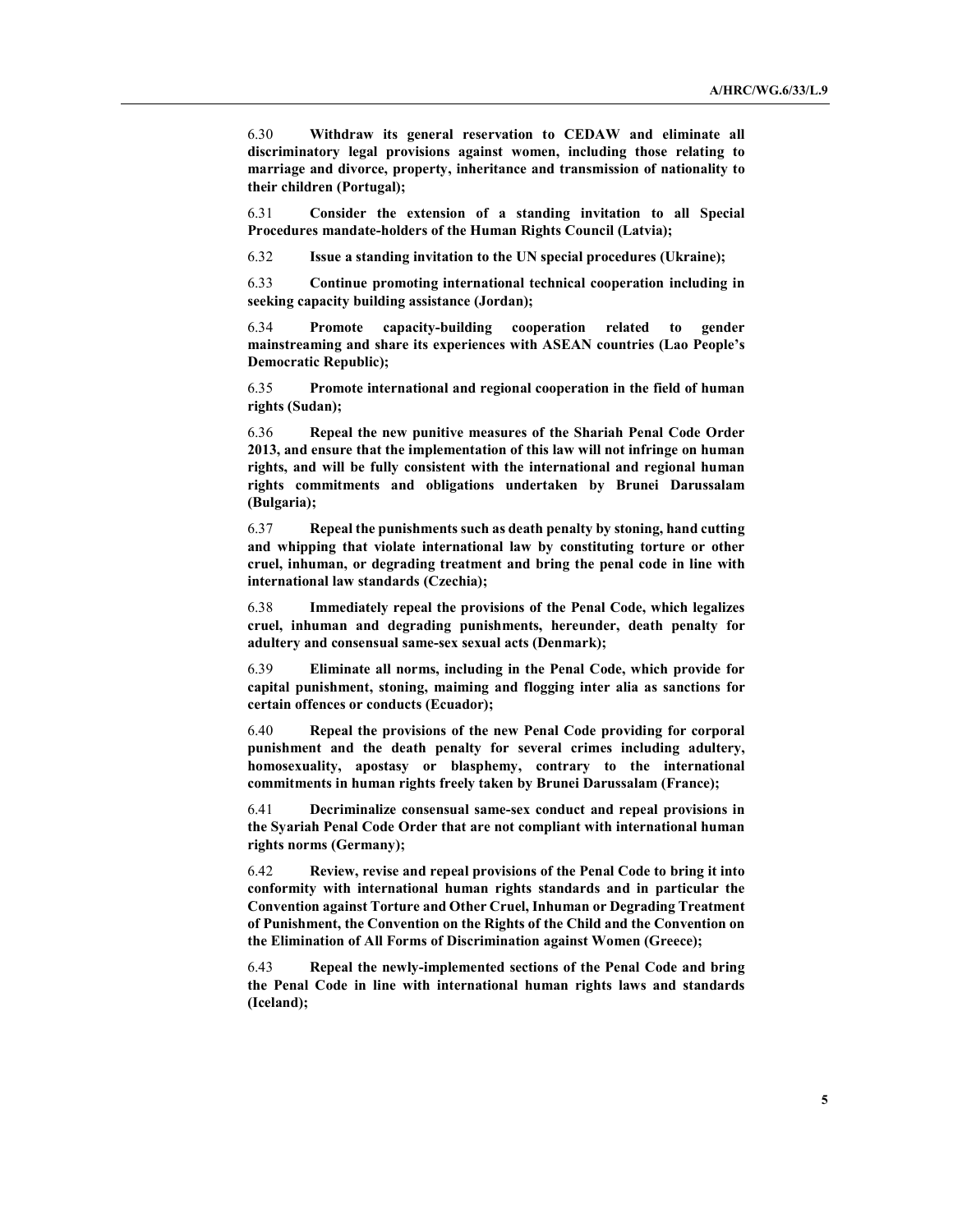6.30 **Withdraw its general reservation to CEDAW and eliminate all discriminatory legal provisions against women, including those relating to marriage and divorce, property, inheritance and transmission of nationality to their children (Portugal);**

6.31 **Consider the extension of a standing invitation to all Special Procedures mandate-holders of the Human Rights Council (Latvia);**

6.32 **Issue a standing invitation to the UN special procedures (Ukraine);**

6.33 **Continue promoting international technical cooperation including in seeking capacity building assistance (Jordan);**

6.34 **Promote capacity-building cooperation related to gender mainstreaming and share its experiences with ASEAN countries (Lao People's Democratic Republic);**

6.35 **Promote international and regional cooperation in the field of human rights (Sudan);**

6.36 **Repeal the new punitive measures of the Shariah Penal Code Order 2013, and ensure that the implementation of this law will not infringe on human rights, and will be fully consistent with the international and regional human rights commitments and obligations undertaken by Brunei Darussalam (Bulgaria);**

6.37 **Repeal the punishments such as death penalty by stoning, hand cutting and whipping that violate international law by constituting torture or other cruel, inhuman, or degrading treatment and bring the penal code in line with international law standards (Czechia);**

6.38 **Immediately repeal the provisions of the Penal Code, which legalizes cruel, inhuman and degrading punishments, hereunder, death penalty for adultery and consensual same-sex sexual acts (Denmark);**

6.39 **Eliminate all norms, including in the Penal Code, which provide for capital punishment, stoning, maiming and flogging inter alia as sanctions for certain offences or conducts (Ecuador);**

6.40 **Repeal the provisions of the new Penal Code providing for corporal punishment and the death penalty for several crimes including adultery, homosexuality, apostasy or blasphemy, contrary to the international commitments in human rights freely taken by Brunei Darussalam (France);**

6.41 **Decriminalize consensual same-sex conduct and repeal provisions in the Syariah Penal Code Order that are not compliant with international human rights norms (Germany);**

6.42 **Review, revise and repeal provisions of the Penal Code to bring it into conformity with international human rights standards and in particular the Convention against Torture and Other Cruel, Inhuman or Degrading Treatment of Punishment, the Convention on the Rights of the Child and the Convention on the Elimination of All Forms of Discrimination against Women (Greece);**

6.43 **Repeal the newly-implemented sections of the Penal Code and bring the Penal Code in line with international human rights laws and standards (Iceland);**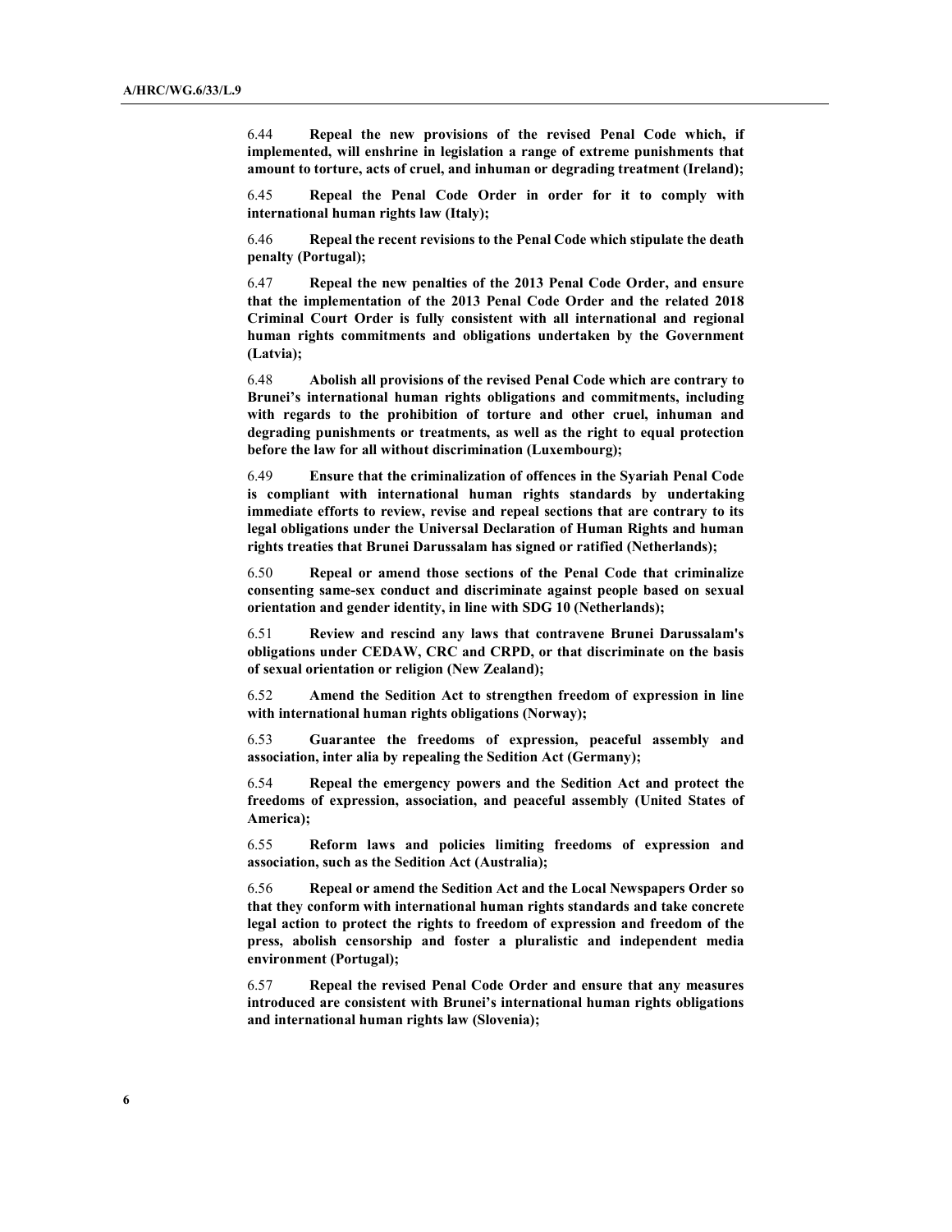6.44 **Repeal the new provisions of the revised Penal Code which, if implemented, will enshrine in legislation a range of extreme punishments that amount to torture, acts of cruel, and inhuman or degrading treatment (Ireland);**

6.45 **Repeal the Penal Code Order in order for it to comply with international human rights law (Italy);**

6.46 **Repeal the recent revisions to the Penal Code which stipulate the death penalty (Portugal);**

6.47 **Repeal the new penalties of the 2013 Penal Code Order, and ensure that the implementation of the 2013 Penal Code Order and the related 2018 Criminal Court Order is fully consistent with all international and regional human rights commitments and obligations undertaken by the Government (Latvia);**

6.48 **Abolish all provisions of the revised Penal Code which are contrary to Brunei's international human rights obligations and commitments, including with regards to the prohibition of torture and other cruel, inhuman and degrading punishments or treatments, as well as the right to equal protection before the law for all without discrimination (Luxembourg);**

6.49 **Ensure that the criminalization of offences in the Syariah Penal Code is compliant with international human rights standards by undertaking immediate efforts to review, revise and repeal sections that are contrary to its legal obligations under the Universal Declaration of Human Rights and human rights treaties that Brunei Darussalam has signed or ratified (Netherlands);**

6.50 **Repeal or amend those sections of the Penal Code that criminalize consenting same-sex conduct and discriminate against people based on sexual orientation and gender identity, in line with SDG 10 (Netherlands);**

6.51 **Review and rescind any laws that contravene Brunei Darussalam's obligations under CEDAW, CRC and CRPD, or that discriminate on the basis of sexual orientation or religion (New Zealand);**

6.52 **Amend the Sedition Act to strengthen freedom of expression in line with international human rights obligations (Norway);**

6.53 **Guarantee the freedoms of expression, peaceful assembly and association, inter alia by repealing the Sedition Act (Germany);**

6.54 **Repeal the emergency powers and the Sedition Act and protect the freedoms of expression, association, and peaceful assembly (United States of America);**

6.55 **Reform laws and policies limiting freedoms of expression and association, such as the Sedition Act (Australia);**

6.56 **Repeal or amend the Sedition Act and the Local Newspapers Order so that they conform with international human rights standards and take concrete legal action to protect the rights to freedom of expression and freedom of the press, abolish censorship and foster a pluralistic and independent media environment (Portugal);**

6.57 **Repeal the revised Penal Code Order and ensure that any measures introduced are consistent with Brunei's international human rights obligations and international human rights law (Slovenia);**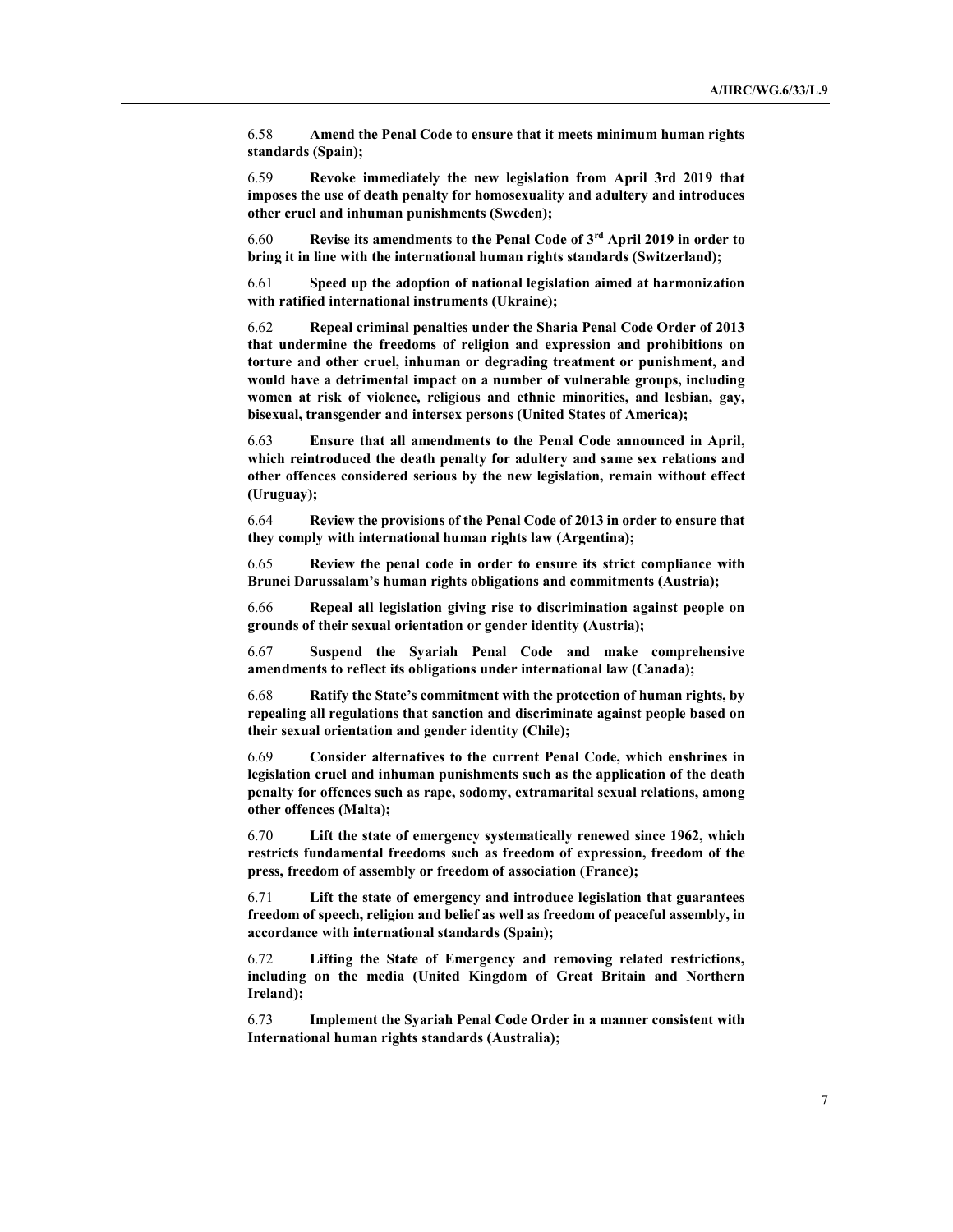6.58 **Amend the Penal Code to ensure that it meets minimum human rights standards (Spain);**

6.59 **Revoke immediately the new legislation from April 3rd 2019 that imposes the use of death penalty for homosexuality and adultery and introduces other cruel and inhuman punishments (Sweden);**

6.60 **Revise its amendments to the Penal Code of 3rd April 2019 in order to bring it in line with the international human rights standards (Switzerland);**

6.61 **Speed up the adoption of national legislation aimed at harmonization with ratified international instruments (Ukraine);**

6.62 **Repeal criminal penalties under the Sharia Penal Code Order of 2013 that undermine the freedoms of religion and expression and prohibitions on torture and other cruel, inhuman or degrading treatment or punishment, and would have a detrimental impact on a number of vulnerable groups, including women at risk of violence, religious and ethnic minorities, and lesbian, gay, bisexual, transgender and intersex persons (United States of America);**

6.63 **Ensure that all amendments to the Penal Code announced in April, which reintroduced the death penalty for adultery and same sex relations and other offences considered serious by the new legislation, remain without effect (Uruguay);**

6.64 **Review the provisions of the Penal Code of 2013 in order to ensure that they comply with international human rights law (Argentina);**

6.65 **Review the penal code in order to ensure its strict compliance with Brunei Darussalam's human rights obligations and commitments (Austria);**

6.66 **Repeal all legislation giving rise to discrimination against people on grounds of their sexual orientation or gender identity (Austria);**

6.67 **Suspend the Syariah Penal Code and make comprehensive amendments to reflect its obligations under international law (Canada);**

6.68 **Ratify the State's commitment with the protection of human rights, by repealing all regulations that sanction and discriminate against people based on their sexual orientation and gender identity (Chile);**

6.69 **Consider alternatives to the current Penal Code, which enshrines in legislation cruel and inhuman punishments such as the application of the death penalty for offences such as rape, sodomy, extramarital sexual relations, among other offences (Malta);**

6.70 **Lift the state of emergency systematically renewed since 1962, which restricts fundamental freedoms such as freedom of expression, freedom of the press, freedom of assembly or freedom of association (France);**

6.71 **Lift the state of emergency and introduce legislation that guarantees freedom of speech, religion and belief as well as freedom of peaceful assembly, in accordance with international standards (Spain);**

6.72 **Lifting the State of Emergency and removing related restrictions, including on the media (United Kingdom of Great Britain and Northern Ireland);**

6.73 **Implement the Syariah Penal Code Order in a manner consistent with International human rights standards (Australia);**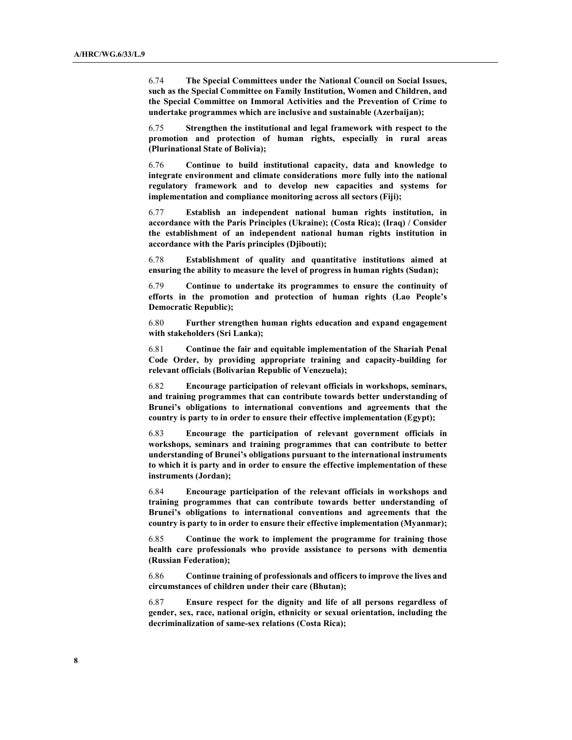6.74 **The Special Committees under the National Council on Social Issues, such as the Special Committee on Family Institution, Women and Children, and the Special Committee on Immoral Activities and the Prevention of Crime to undertake programmes which are inclusive and sustainable (Azerbaijan);**

6.75 **Strengthen the institutional and legal framework with respect to the promotion and protection of human rights, especially in rural areas (Plurinational State of Bolivia);**

6.76 **Continue to build institutional capacity, data and knowledge to integrate environment and climate considerations more fully into the national regulatory framework and to develop new capacities and systems for implementation and compliance monitoring across all sectors (Fiji);**

6.77 **Establish an independent national human rights institution, in accordance with the Paris Principles (Ukraine); (Costa Rica); (Iraq) / Consider the establishment of an independent national human rights institution in accordance with the Paris principles (Djibouti);**

6.78 **Establishment of quality and quantitative institutions aimed at ensuring the ability to measure the level of progress in human rights (Sudan);**

6.79 **Continue to undertake its programmes to ensure the continuity of efforts in the promotion and protection of human rights (Lao People's Democratic Republic);**

6.80 **Further strengthen human rights education and expand engagement with stakeholders (Sri Lanka);**

6.81 **Continue the fair and equitable implementation of the Shariah Penal Code Order, by providing appropriate training and capacity-building for relevant officials (Bolivarian Republic of Venezuela);**

6.82 **Encourage participation of relevant officials in workshops, seminars, and training programmes that can contribute towards better understanding of Brunei's obligations to international conventions and agreements that the country is party to in order to ensure their effective implementation (Egypt);**

6.83 **Encourage the participation of relevant government officials in workshops, seminars and training programmes that can contribute to better understanding of Brunei's obligations pursuant to the international instruments to which it is party and in order to ensure the effective implementation of these instruments (Jordan);**

6.84 **Encourage participation of the relevant officials in workshops and training programmes that can contribute towards better understanding of Brunei's obligations to international conventions and agreements that the country is party to in order to ensure their effective implementation (Myanmar);**

6.85 **Continue the work to implement the programme for training those health care professionals who provide assistance to persons with dementia (Russian Federation);**

6.86 **Continue training of professionals and officers to improve the lives and circumstances of children under their care (Bhutan);**

6.87 **Ensure respect for the dignity and life of all persons regardless of gender, sex, race, national origin, ethnicity or sexual orientation, including the decriminalization of same-sex relations (Costa Rica);**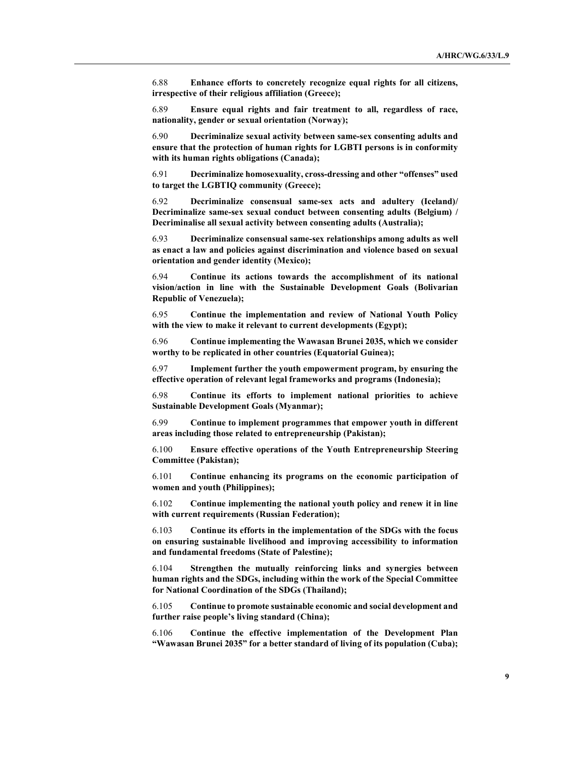6.88 **Enhance efforts to concretely recognize equal rights for all citizens, irrespective of their religious affiliation (Greece);**

6.89 **Ensure equal rights and fair treatment to all, regardless of race, nationality, gender or sexual orientation (Norway);**

6.90 **Decriminalize sexual activity between same-sex consenting adults and ensure that the protection of human rights for LGBTI persons is in conformity with its human rights obligations (Canada);**

6.91 **Decriminalize homosexuality, cross-dressing and other "offenses" used to target the LGBTIQ community (Greece);**

6.92 **Decriminalize consensual same-sex acts and adultery (Iceland)/ Decriminalize same-sex sexual conduct between consenting adults (Belgium) / Decriminalise all sexual activity between consenting adults (Australia);**

6.93 **Decriminalize consensual same-sex relationships among adults as well as enact a law and policies against discrimination and violence based on sexual orientation and gender identity (Mexico);**

6.94 **Continue its actions towards the accomplishment of its national vision/action in line with the Sustainable Development Goals (Bolivarian Republic of Venezuela);**

6.95 **Continue the implementation and review of National Youth Policy with the view to make it relevant to current developments (Egypt);**

6.96 **Continue implementing the Wawasan Brunei 2035, which we consider worthy to be replicated in other countries (Equatorial Guinea);**

6.97 **Implement further the youth empowerment program, by ensuring the effective operation of relevant legal frameworks and programs (Indonesia);**

6.98 **Continue its efforts to implement national priorities to achieve Sustainable Development Goals (Myanmar);**

6.99 **Continue to implement programmes that empower youth in different areas including those related to entrepreneurship (Pakistan);**

6.100 **Ensure effective operations of the Youth Entrepreneurship Steering Committee (Pakistan);**

6.101 **Continue enhancing its programs on the economic participation of women and youth (Philippines);**

6.102 **Continue implementing the national youth policy and renew it in line with current requirements (Russian Federation);**

6.103 **Continue its efforts in the implementation of the SDGs with the focus on ensuring sustainable livelihood and improving accessibility to information and fundamental freedoms (State of Palestine);**

6.104 **Strengthen the mutually reinforcing links and synergies between human rights and the SDGs, including within the work of the Special Committee for National Coordination of the SDGs (Thailand);**

6.105 **Continue to promote sustainable economic and social development and further raise people's living standard (China);**

6.106 **Continue the effective implementation of the Development Plan "Wawasan Brunei 2035" for a better standard of living of its population (Cuba);**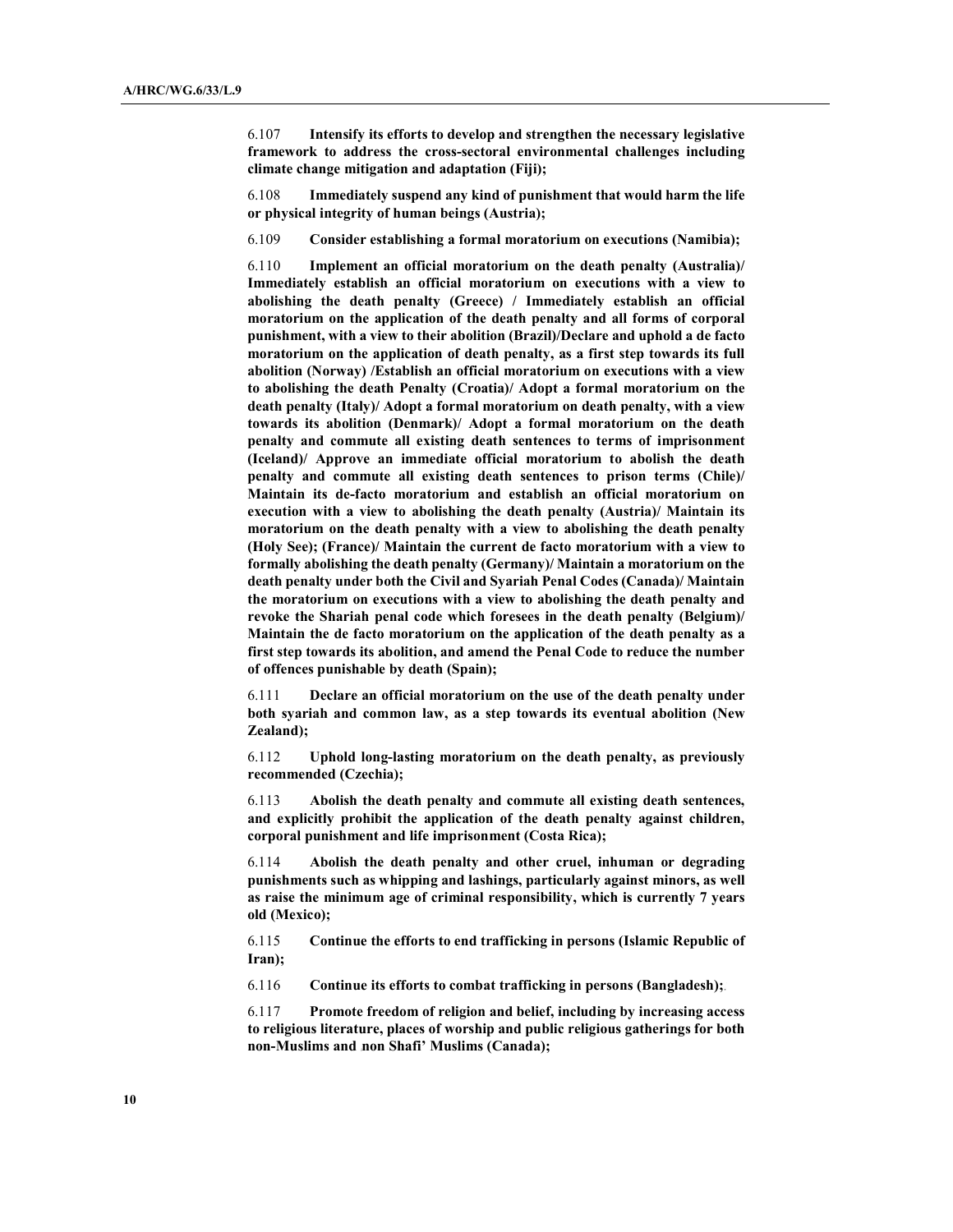6.107 **Intensify its efforts to develop and strengthen the necessary legislative framework to address the cross-sectoral environmental challenges including climate change mitigation and adaptation (Fiji);**

6.108 **Immediately suspend any kind of punishment that would harm the life or physical integrity of human beings (Austria);**

6.109 **Consider establishing a formal moratorium on executions (Namibia);**

6.110 **Implement an official moratorium on the death penalty (Australia)/ Immediately establish an official moratorium on executions with a view to abolishing the death penalty (Greece) / Immediately establish an official moratorium on the application of the death penalty and all forms of corporal punishment, with a view to their abolition (Brazil)/Declare and uphold a de facto moratorium on the application of death penalty, as a first step towards its full abolition (Norway) /Establish an official moratorium on executions with a view to abolishing the death Penalty (Croatia)/ Adopt a formal moratorium on the death penalty (Italy)/ Adopt a formal moratorium on death penalty, with a view towards its abolition (Denmark)/ Adopt a formal moratorium on the death penalty and commute all existing death sentences to terms of imprisonment (Iceland)/ Approve an immediate official moratorium to abolish the death penalty and commute all existing death sentences to prison terms (Chile)/ Maintain its de-facto moratorium and establish an official moratorium on execution with a view to abolishing the death penalty (Austria)/ Maintain its moratorium on the death penalty with a view to abolishing the death penalty (Holy See); (France)/ Maintain the current de facto moratorium with a view to formally abolishing the death penalty (Germany)/ Maintain a moratorium on the death penalty under both the Civil and Syariah Penal Codes (Canada)/ Maintain the moratorium on executions with a view to abolishing the death penalty and revoke the Shariah penal code which foresees in the death penalty (Belgium)/ Maintain the de facto moratorium on the application of the death penalty as a first step towards its abolition, and amend the Penal Code to reduce the number of offences punishable by death (Spain);**

6.111 **Declare an official moratorium on the use of the death penalty under both syariah and common law, as a step towards its eventual abolition (New Zealand);**

6.112 **Uphold long-lasting moratorium on the death penalty, as previously recommended (Czechia);**

6.113 **Abolish the death penalty and commute all existing death sentences, and explicitly prohibit the application of the death penalty against children, corporal punishment and life imprisonment (Costa Rica);**

6.114 **Abolish the death penalty and other cruel, inhuman or degrading punishments such as whipping and lashings, particularly against minors, as well as raise the minimum age of criminal responsibility, which is currently 7 years old (Mexico);**

6.115 **Continue the efforts to end trafficking in persons (Islamic Republic of Iran);**

6.116 **Continue its efforts to combat trafficking in persons (Bangladesh);**

6.117 **Promote freedom of religion and belief, including by increasing access to religious literature, places of worship and public religious gatherings for both non-Muslims and non Shafi' Muslims (Canada);**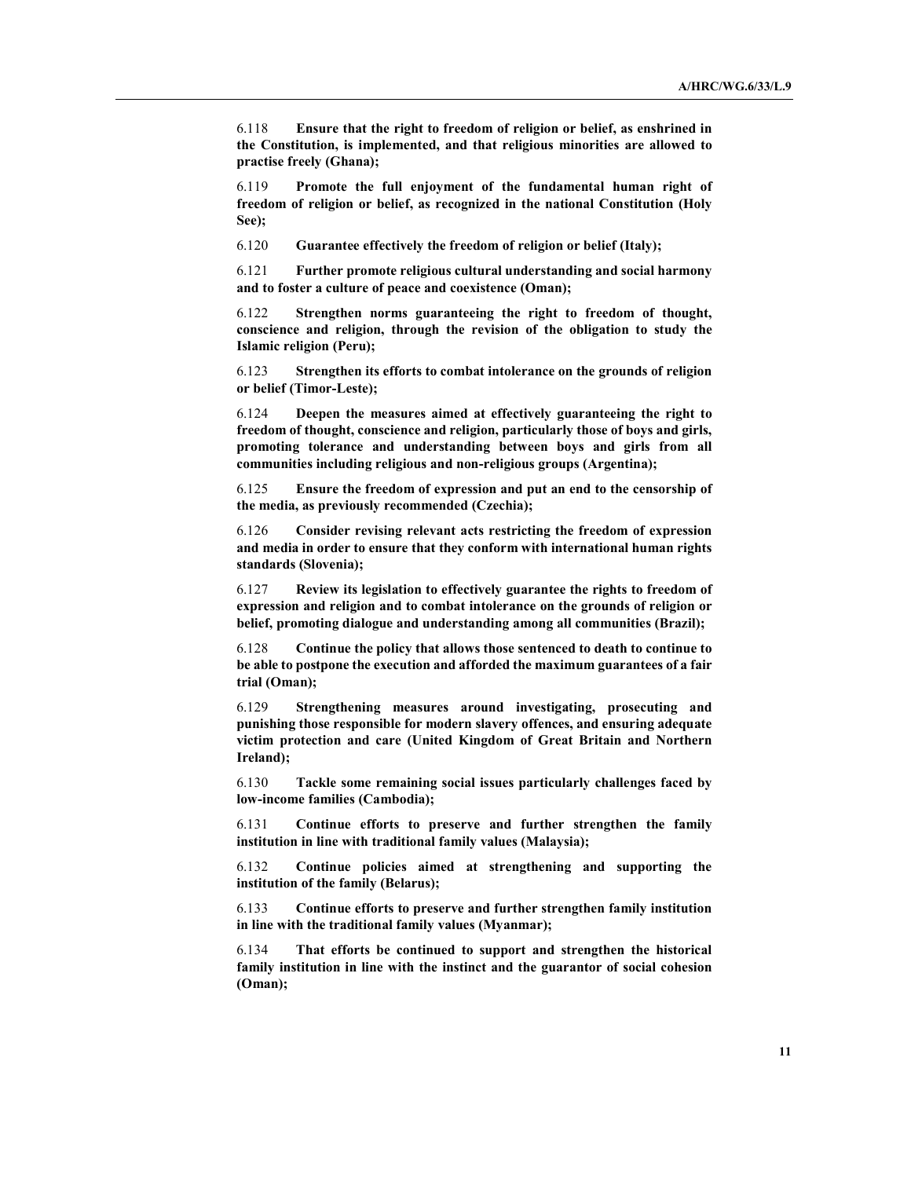6.118 **Ensure that the right to freedom of religion or belief, as enshrined in the Constitution, is implemented, and that religious minorities are allowed to practise freely (Ghana);**

6.119 **Promote the full enjoyment of the fundamental human right of freedom of religion or belief, as recognized in the national Constitution (Holy See);**

6.120 **Guarantee effectively the freedom of religion or belief (Italy);**

6.121 **Further promote religious cultural understanding and social harmony and to foster a culture of peace and coexistence (Oman);**

6.122 **Strengthen norms guaranteeing the right to freedom of thought, conscience and religion, through the revision of the obligation to study the Islamic religion (Peru);**

6.123 **Strengthen its efforts to combat intolerance on the grounds of religion or belief (Timor-Leste);**

6.124 **Deepen the measures aimed at effectively guaranteeing the right to freedom of thought, conscience and religion, particularly those of boys and girls, promoting tolerance and understanding between boys and girls from all communities including religious and non-religious groups (Argentina);**

6.125 **Ensure the freedom of expression and put an end to the censorship of the media, as previously recommended (Czechia);**

6.126 **Consider revising relevant acts restricting the freedom of expression and media in order to ensure that they conform with international human rights standards (Slovenia);**

6.127 **Review its legislation to effectively guarantee the rights to freedom of expression and religion and to combat intolerance on the grounds of religion or belief, promoting dialogue and understanding among all communities (Brazil);**

6.128 **Continue the policy that allows those sentenced to death to continue to be able to postpone the execution and afforded the maximum guarantees of a fair trial (Oman);**

6.129 **Strengthening measures around investigating, prosecuting and punishing those responsible for modern slavery offences, and ensuring adequate victim protection and care (United Kingdom of Great Britain and Northern Ireland);**

6.130 **Tackle some remaining social issues particularly challenges faced by low-income families (Cambodia);**

6.131 **Continue efforts to preserve and further strengthen the family institution in line with traditional family values (Malaysia);**

6.132 **Continue policies aimed at strengthening and supporting the institution of the family (Belarus);**

6.133 **Continue efforts to preserve and further strengthen family institution in line with the traditional family values (Myanmar);**

6.134 **That efforts be continued to support and strengthen the historical family institution in line with the instinct and the guarantor of social cohesion (Oman);**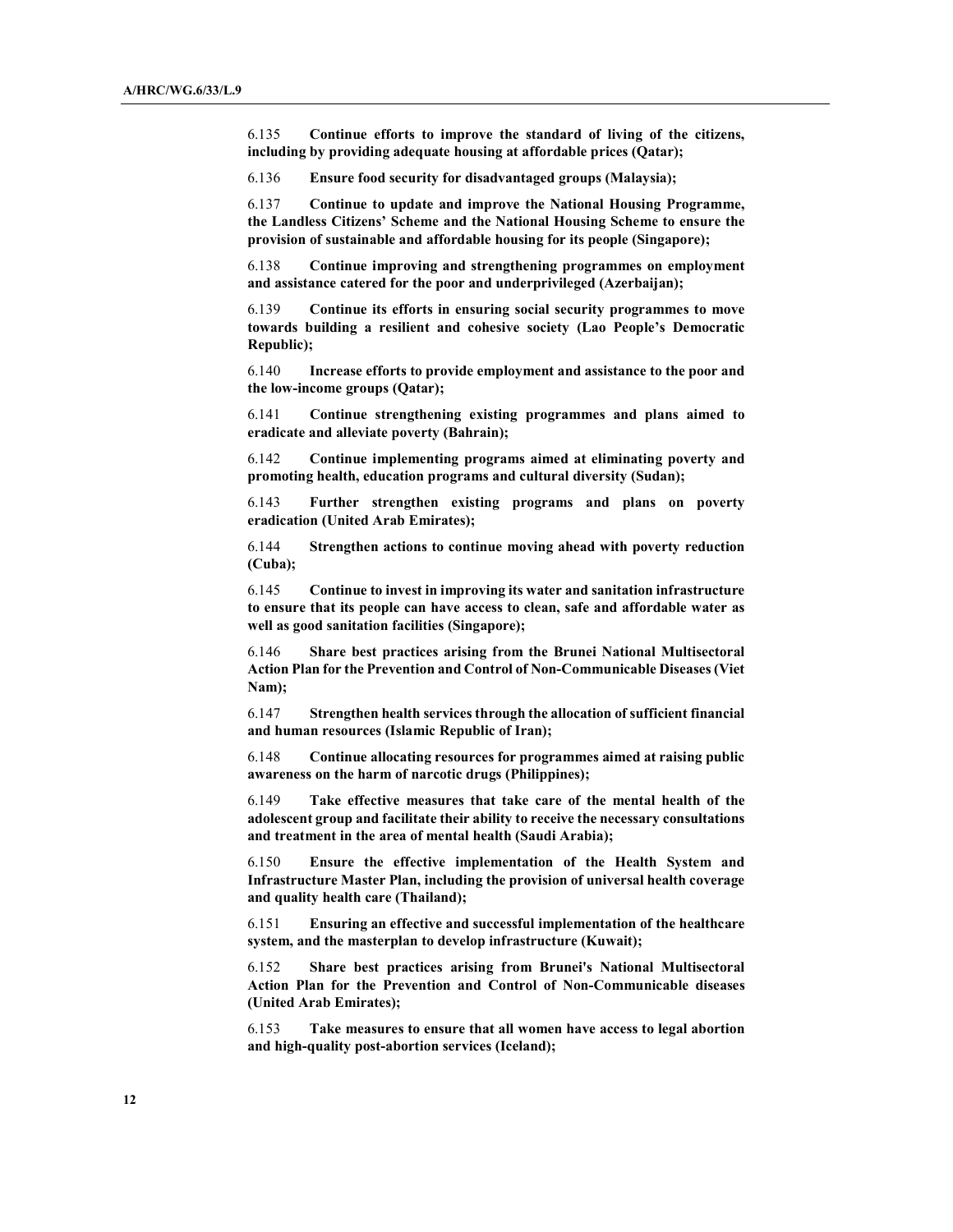6.135 **Continue efforts to improve the standard of living of the citizens, including by providing adequate housing at affordable prices (Qatar);**

6.136 **Ensure food security for disadvantaged groups (Malaysia);**

6.137 **Continue to update and improve the National Housing Programme, the Landless Citizens' Scheme and the National Housing Scheme to ensure the provision of sustainable and affordable housing for its people (Singapore);**

6.138 **Continue improving and strengthening programmes on employment and assistance catered for the poor and underprivileged (Azerbaijan);**

6.139 **Continue its efforts in ensuring social security programmes to move towards building a resilient and cohesive society (Lao People's Democratic Republic);**

6.140 **Increase efforts to provide employment and assistance to the poor and the low-income groups (Qatar);**

6.141 **Continue strengthening existing programmes and plans aimed to eradicate and alleviate poverty (Bahrain);**

6.142 **Continue implementing programs aimed at eliminating poverty and promoting health, education programs and cultural diversity (Sudan);**

6.143 **Further strengthen existing programs and plans on poverty eradication (United Arab Emirates);**

6.144 **Strengthen actions to continue moving ahead with poverty reduction (Cuba);**

6.145 **Continue to invest in improving its water and sanitation infrastructure to ensure that its people can have access to clean, safe and affordable water as well as good sanitation facilities (Singapore);**

6.146 **Share best practices arising from the Brunei National Multisectoral Action Plan for the Prevention and Control of Non-Communicable Diseases (Viet Nam);**

6.147 **Strengthen health services through the allocation of sufficient financial and human resources (Islamic Republic of Iran);**

6.148 **Continue allocating resources for programmes aimed at raising public awareness on the harm of narcotic drugs (Philippines);**

6.149 **Take effective measures that take care of the mental health of the adolescent group and facilitate their ability to receive the necessary consultations and treatment in the area of mental health (Saudi Arabia);**

6.150 **Ensure the effective implementation of the Health System and Infrastructure Master Plan, including the provision of universal health coverage and quality health care (Thailand);**

6.151 **Ensuring an effective and successful implementation of the healthcare system, and the masterplan to develop infrastructure (Kuwait);**

6.152 **Share best practices arising from Brunei's National Multisectoral Action Plan for the Prevention and Control of Non-Communicable diseases (United Arab Emirates);**

6.153 **Take measures to ensure that all women have access to legal abortion and high-quality post-abortion services (Iceland);**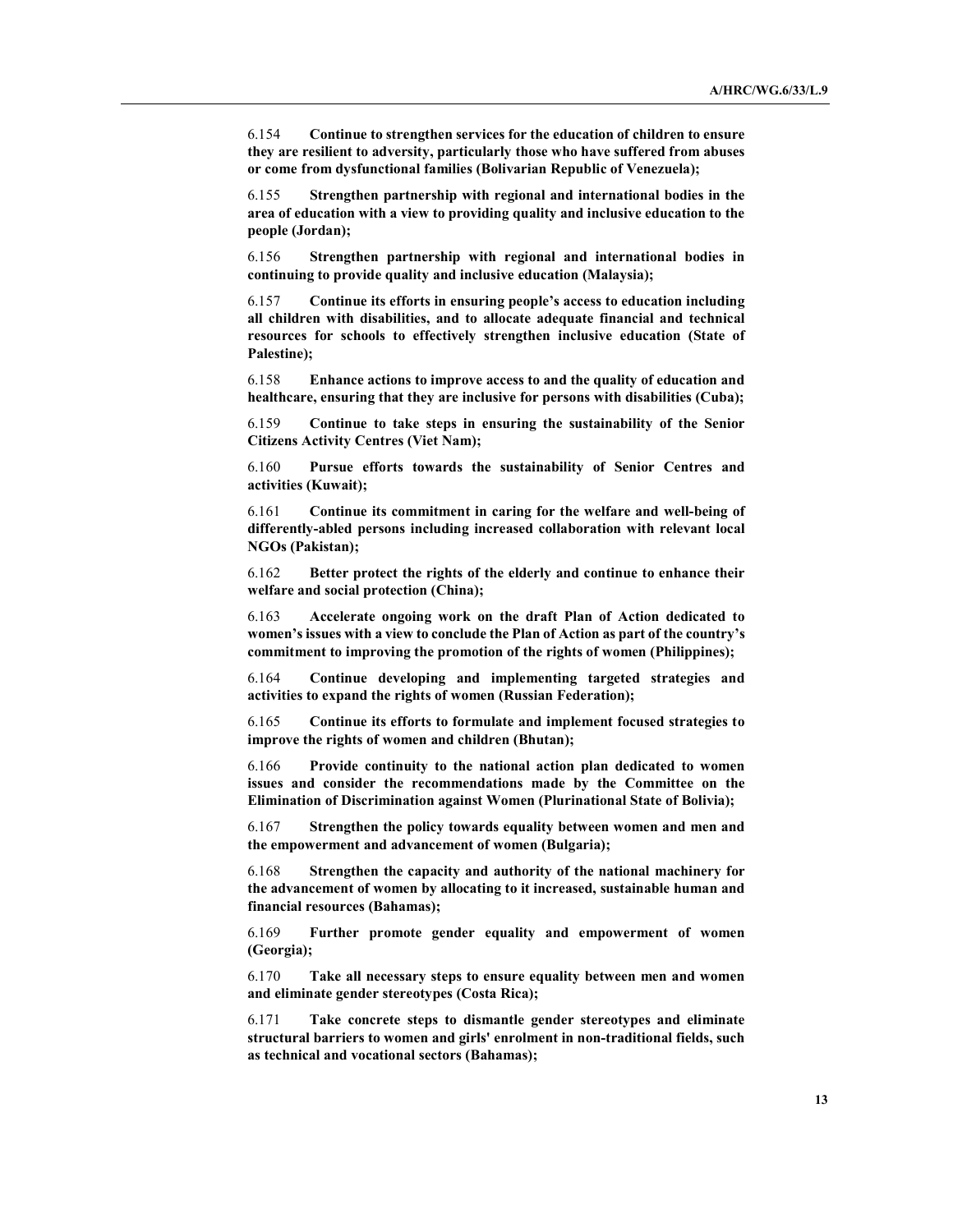6.154 **Continue to strengthen services for the education of children to ensure they are resilient to adversity, particularly those who have suffered from abuses or come from dysfunctional families (Bolivarian Republic of Venezuela);**

6.155 **Strengthen partnership with regional and international bodies in the area of education with a view to providing quality and inclusive education to the people (Jordan);**

6.156 **Strengthen partnership with regional and international bodies in continuing to provide quality and inclusive education (Malaysia);**

6.157 **Continue its efforts in ensuring people's access to education including all children with disabilities, and to allocate adequate financial and technical resources for schools to effectively strengthen inclusive education (State of Palestine);**

6.158 **Enhance actions to improve access to and the quality of education and healthcare, ensuring that they are inclusive for persons with disabilities (Cuba);**

6.159 **Continue to take steps in ensuring the sustainability of the Senior Citizens Activity Centres (Viet Nam);**

6.160 **Pursue efforts towards the sustainability of Senior Centres and activities (Kuwait);**

6.161 **Continue its commitment in caring for the welfare and well-being of differently-abled persons including increased collaboration with relevant local NGOs (Pakistan);**

6.162 **Better protect the rights of the elderly and continue to enhance their welfare and social protection (China);**

6.163 **Accelerate ongoing work on the draft Plan of Action dedicated to women's issues with a view to conclude the Plan of Action as part of the country's commitment to improving the promotion of the rights of women (Philippines);**

6.164 **Continue developing and implementing targeted strategies and activities to expand the rights of women (Russian Federation);**

6.165 **Continue its efforts to formulate and implement focused strategies to improve the rights of women and children (Bhutan);**

6.166 **Provide continuity to the national action plan dedicated to women issues and consider the recommendations made by the Committee on the Elimination of Discrimination against Women (Plurinational State of Bolivia);**

6.167 **Strengthen the policy towards equality between women and men and the empowerment and advancement of women (Bulgaria);**

6.168 **Strengthen the capacity and authority of the national machinery for the advancement of women by allocating to it increased, sustainable human and financial resources (Bahamas);**

6.169 **Further promote gender equality and empowerment of women (Georgia);**

6.170 **Take all necessary steps to ensure equality between men and women and eliminate gender stereotypes (Costa Rica);**

6.171 **Take concrete steps to dismantle gender stereotypes and eliminate structural barriers to women and girls' enrolment in non-traditional fields, such as technical and vocational sectors (Bahamas);**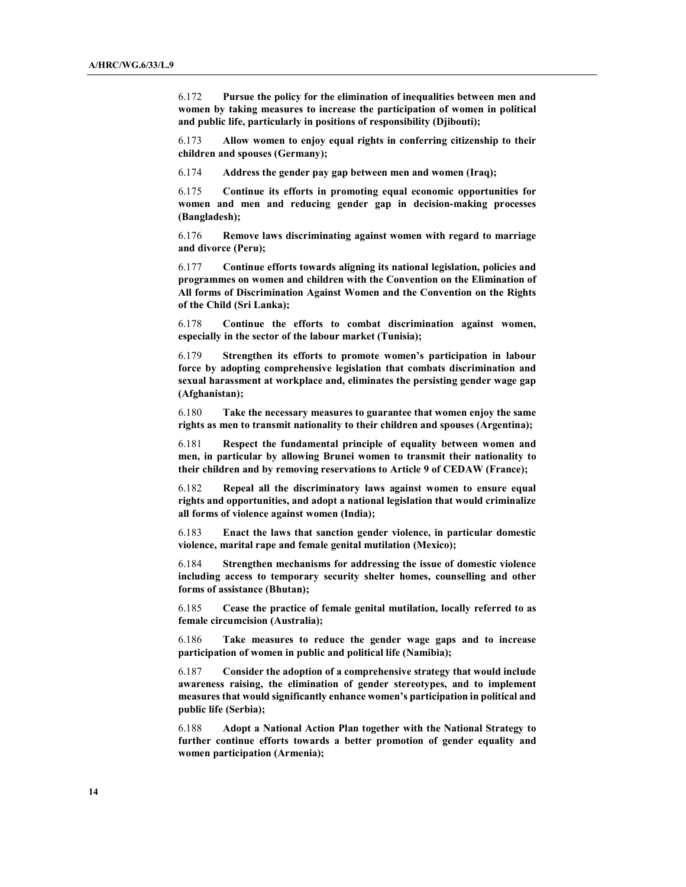6.172 **Pursue the policy for the elimination of inequalities between men and women by taking measures to increase the participation of women in political and public life, particularly in positions of responsibility (Djibouti);**

6.173 **Allow women to enjoy equal rights in conferring citizenship to their children and spouses (Germany);**

6.174 **Address the gender pay gap between men and women (Iraq);**

6.175 **Continue its efforts in promoting equal economic opportunities for women and men and reducing gender gap in decision-making processes (Bangladesh);**

6.176 **Remove laws discriminating against women with regard to marriage and divorce (Peru);**

6.177 **Continue efforts towards aligning its national legislation, policies and programmes on women and children with the Convention on the Elimination of All forms of Discrimination Against Women and the Convention on the Rights of the Child (Sri Lanka);**

6.178 **Continue the efforts to combat discrimination against women, especially in the sector of the labour market (Tunisia);**

6.179 **Strengthen its efforts to promote women's participation in labour force by adopting comprehensive legislation that combats discrimination and sexual harassment at workplace and, eliminates the persisting gender wage gap (Afghanistan);**

6.180 **Take the necessary measures to guarantee that women enjoy the same rights as men to transmit nationality to their children and spouses (Argentina);**

6.181 **Respect the fundamental principle of equality between women and men, in particular by allowing Brunei women to transmit their nationality to their children and by removing reservations to Article 9 of CEDAW (France);**

6.182 **Repeal all the discriminatory laws against women to ensure equal rights and opportunities, and adopt a national legislation that would criminalize all forms of violence against women (India);**

6.183 **Enact the laws that sanction gender violence, in particular domestic violence, marital rape and female genital mutilation (Mexico);**

6.184 **Strengthen mechanisms for addressing the issue of domestic violence including access to temporary security shelter homes, counselling and other forms of assistance (Bhutan);**

6.185 **Cease the practice of female genital mutilation, locally referred to as female circumcision (Australia);**

6.186 **Take measures to reduce the gender wage gaps and to increase participation of women in public and political life (Namibia);**

6.187 **Consider the adoption of a comprehensive strategy that would include awareness raising, the elimination of gender stereotypes, and to implement measures that would significantly enhance women's participation in political and public life (Serbia);**

6.188 **Adopt a National Action Plan together with the National Strategy to further continue efforts towards a better promotion of gender equality and women participation (Armenia);**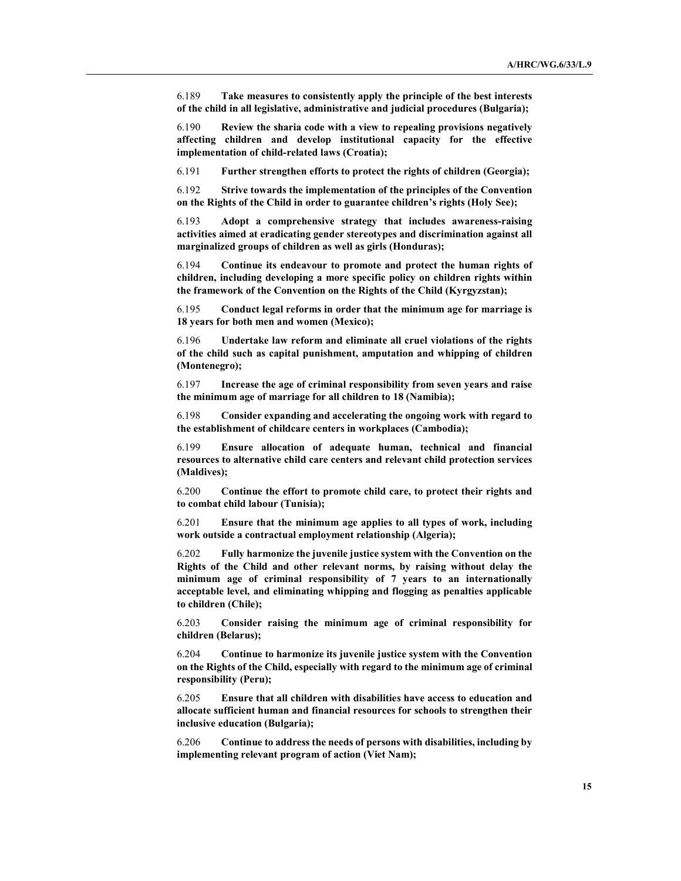6.189 **Take measures to consistently apply the principle of the best interests of the child in all legislative, administrative and judicial procedures (Bulgaria);**

6.190 **Review the sharia code with a view to repealing provisions negatively affecting children and develop institutional capacity for the effective implementation of child-related laws (Croatia);**

6.191 **Further strengthen efforts to protect the rights of children (Georgia);**

6.192 **Strive towards the implementation of the principles of the Convention on the Rights of the Child in order to guarantee children's rights (Holy See);**

6.193 **Adopt a comprehensive strategy that includes awareness-raising activities aimed at eradicating gender stereotypes and discrimination against all marginalized groups of children as well as girls (Honduras);**

6.194 **Continue its endeavour to promote and protect the human rights of children, including developing a more specific policy on children rights within the framework of the Convention on the Rights of the Child (Kyrgyzstan);**

6.195 **Conduct legal reforms in order that the minimum age for marriage is 18 years for both men and women (Mexico);**

6.196 **Undertake law reform and eliminate all cruel violations of the rights of the child such as capital punishment, amputation and whipping of children (Montenegro);**

6.197 **Increase the age of criminal responsibility from seven years and raise the minimum age of marriage for all children to 18 (Namibia);**

6.198 **Consider expanding and accelerating the ongoing work with regard to the establishment of childcare centers in workplaces (Cambodia);**

6.199 **Ensure allocation of adequate human, technical and financial resources to alternative child care centers and relevant child protection services (Maldives);**

6.200 **Continue the effort to promote child care, to protect their rights and to combat child labour (Tunisia);**

6.201 **Ensure that the minimum age applies to all types of work, including work outside a contractual employment relationship (Algeria);**

6.202 **Fully harmonize the juvenile justice system with the Convention on the Rights of the Child and other relevant norms, by raising without delay the minimum age of criminal responsibility of 7 years to an internationally acceptable level, and eliminating whipping and flogging as penalties applicable to children (Chile);**

6.203 **Consider raising the minimum age of criminal responsibility for children (Belarus);**

6.204 **Continue to harmonize its juvenile justice system with the Convention on the Rights of the Child, especially with regard to the minimum age of criminal responsibility (Peru);**

6.205 **Ensure that all children with disabilities have access to education and allocate sufficient human and financial resources for schools to strengthen their inclusive education (Bulgaria);**

6.206 **Continue to address the needs of persons with disabilities, including by implementing relevant program of action (Viet Nam);**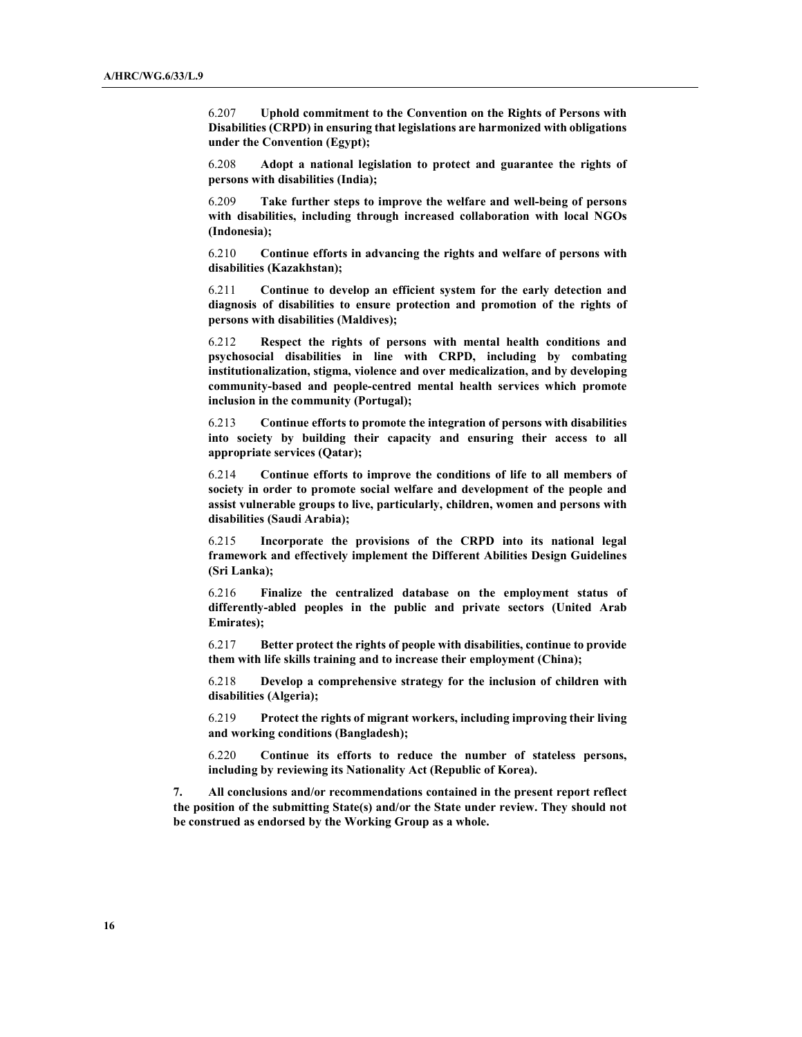6.207 **Uphold commitment to the Convention on the Rights of Persons with Disabilities (CRPD) in ensuring that legislations are harmonized with obligations under the Convention (Egypt);**

6.208 **Adopt a national legislation to protect and guarantee the rights of persons with disabilities (India);**

6.209 **Take further steps to improve the welfare and well-being of persons with disabilities, including through increased collaboration with local NGOs (Indonesia);**

6.210 **Continue efforts in advancing the rights and welfare of persons with disabilities (Kazakhstan);**

6.211 **Continue to develop an efficient system for the early detection and diagnosis of disabilities to ensure protection and promotion of the rights of persons with disabilities (Maldives);**

6.212 **Respect the rights of persons with mental health conditions and psychosocial disabilities in line with CRPD, including by combating institutionalization, stigma, violence and over medicalization, and by developing community-based and people-centred mental health services which promote inclusion in the community (Portugal);**

6.213 **Continue efforts to promote the integration of persons with disabilities into society by building their capacity and ensuring their access to all appropriate services (Qatar);**

6.214 **Continue efforts to improve the conditions of life to all members of society in order to promote social welfare and development of the people and assist vulnerable groups to live, particularly, children, women and persons with disabilities (Saudi Arabia);**

6.215 **Incorporate the provisions of the CRPD into its national legal framework and effectively implement the Different Abilities Design Guidelines (Sri Lanka);**

6.216 **Finalize the centralized database on the employment status of differently-abled peoples in the public and private sectors (United Arab Emirates);**

6.217 **Better protect the rights of people with disabilities, continue to provide them with life skills training and to increase their employment (China);**

6.218 **Develop a comprehensive strategy for the inclusion of children with disabilities (Algeria);**

6.219 **Protect the rights of migrant workers, including improving their living and working conditions (Bangladesh);**

6.220 **Continue its efforts to reduce the number of stateless persons, including by reviewing its Nationality Act (Republic of Korea).**

**7. All conclusions and/or recommendations contained in the present report reflect the position of the submitting State(s) and/or the State under review. They should not be construed as endorsed by the Working Group as a whole.**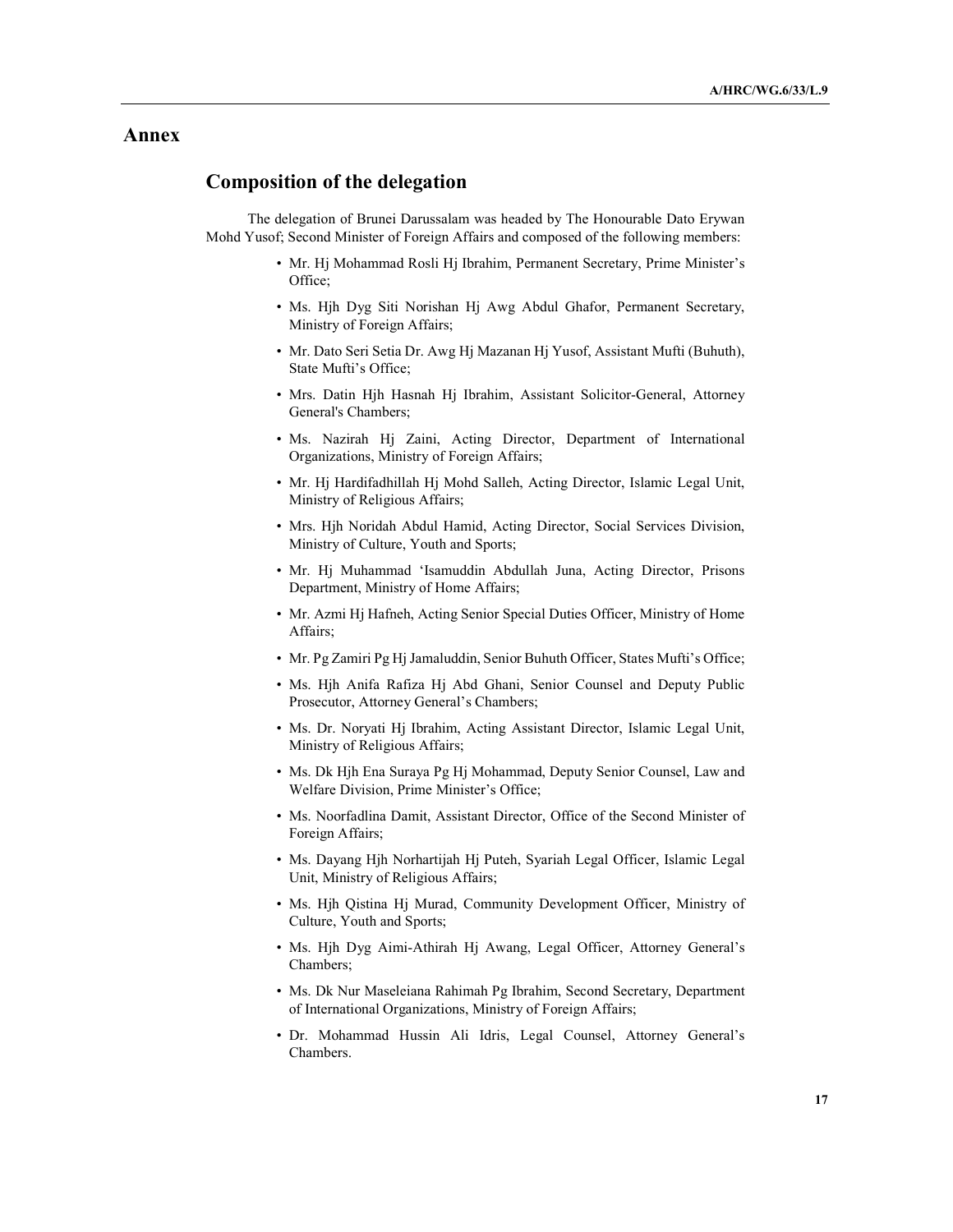# Annex

## Composition of the delegation

The delegation of Brunei Darussalam was headed by The Honourable Dato Erywan Mohd Yusof; Second Minister of Foreign Affairs and composed of the following members:

- Mr. Hj Mohammad Rosli Hj Ibrahim, Permanent Secretary, Prime Minister's Office;
- Ms. Hjh Dyg Siti Norishan Hj Awg Abdul Ghafor, Permanent Secretary, Ministry of Foreign Affairs;
- Mr. Dato Seri Setia Dr. Awg Hj Mazanan Hj Yusof, Assistant Mufti (Buhuth), State Mufti's Office;
- Mrs. Datin Hjh Hasnah Hj Ibrahim, Assistant Solicitor-General, Attorney General's Chambers;
- Ms. Nazirah Hj Zaini, Acting Director, Department of International Organizations, Ministry of Foreign Affairs;
- Mr. Hj Hardifadhillah Hj Mohd Salleh, Acting Director, Islamic Legal Unit, Ministry of Religious Affairs;
- Mrs. Hjh Noridah Abdul Hamid, Acting Director, Social Services Division, Ministry of Culture, Youth and Sports;
- Mr. Hj Muhammad 'Isamuddin Abdullah Juna, Acting Director, Prisons Department, Ministry of Home Affairs;
- Mr. Azmi Hj Hafneh, Acting Senior Special Duties Officer, Ministry of Home Affairs;
- Mr. Pg Zamiri Pg Hj Jamaluddin, Senior Buhuth Officer, States Mufti's Office;
- Ms. Hjh Anifa Rafiza Hj Abd Ghani, Senior Counsel and Deputy Public Prosecutor, Attorney General's Chambers;
- Ms. Dr. Noryati Hj Ibrahim, Acting Assistant Director, Islamic Legal Unit, Ministry of Religious Affairs;
- Ms. Dk Hjh Ena Suraya Pg Hj Mohammad, Deputy Senior Counsel, Law and Welfare Division, Prime Minister's Office;
- Ms. Noorfadlina Damit, Assistant Director, Office of the Second Minister of Foreign Affairs;
- Ms. Dayang Hjh Norhartijah Hj Puteh, Syariah Legal Officer, Islamic Legal Unit, Ministry of Religious Affairs;
- Ms. Hjh Qistina Hj Murad, Community Development Officer, Ministry of Culture, Youth and Sports;
- Ms. Hjh Dyg Aimi-Athirah Hj Awang, Legal Officer, Attorney General's Chambers;
- Ms. Dk Nur Maseleiana Rahimah Pg Ibrahim, Second Secretary, Department of International Organizations, Ministry of Foreign Affairs;
- Dr. Mohammad Hussin Ali Idris, Legal Counsel, Attorney General's Chambers.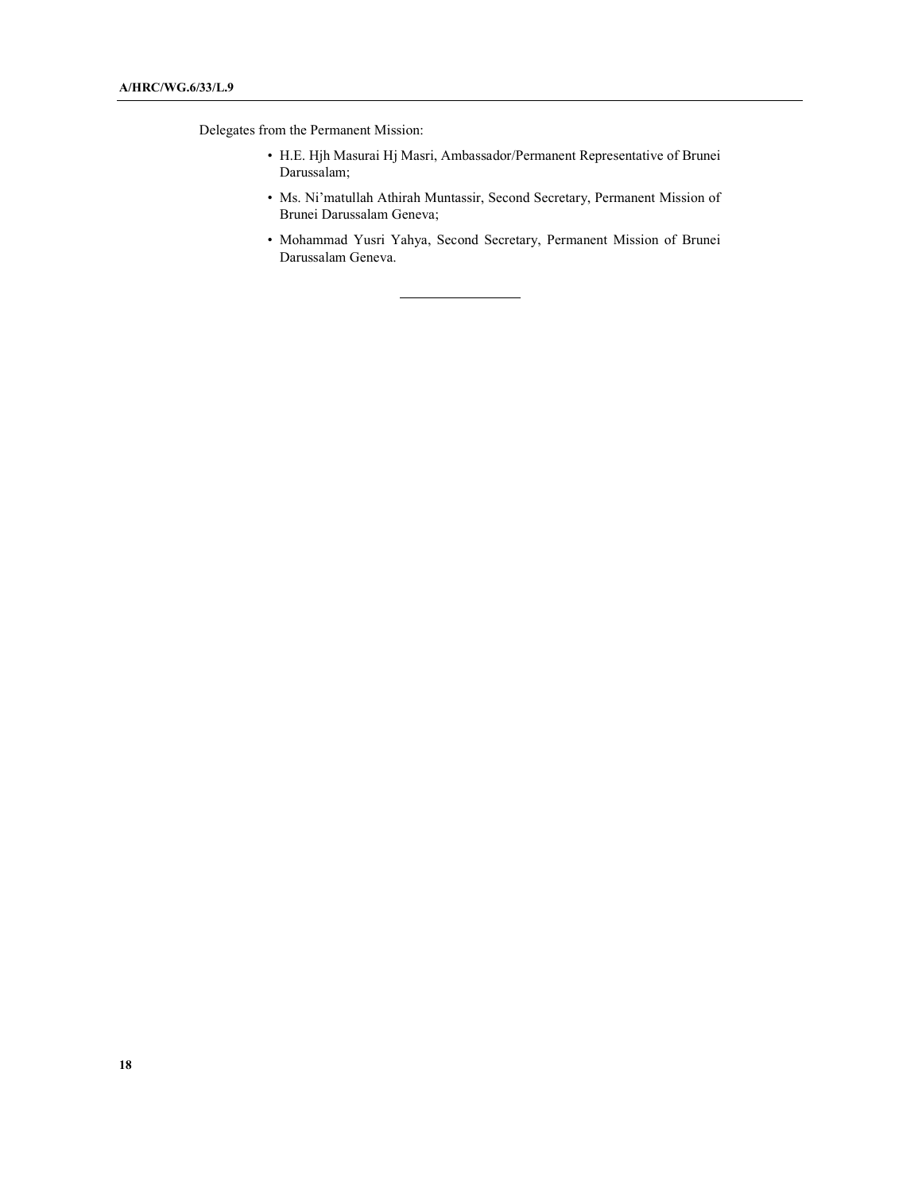Delegates from the Permanent Mission:

- H.E. Hjh Masurai Hj Masri, Ambassador/Permanent Representative of Brunei Darussalam;
- Ms. Ni'matullah Athirah Muntassir, Second Secretary, Permanent Mission of Brunei Darussalam Geneva;
- Mohammad Yusri Yahya, Second Secretary, Permanent Mission of Brunei Darussalam Geneva.